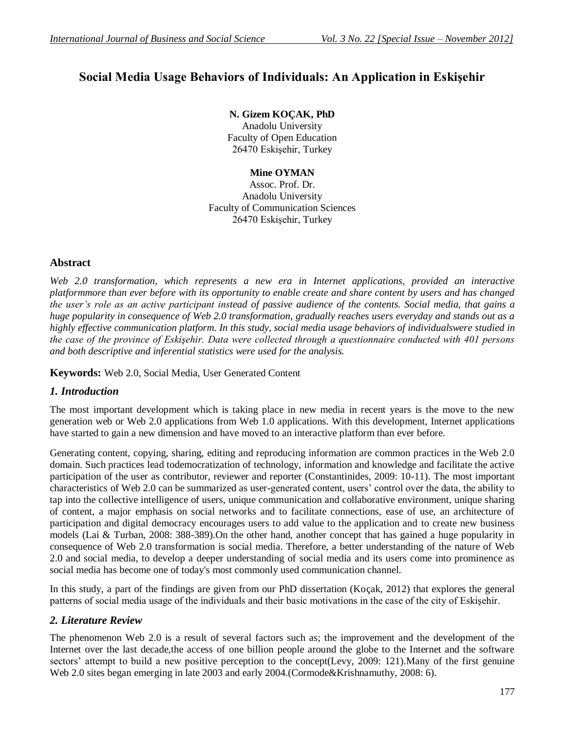# Social Media Usage Behaviors of Individuals: An Application in Eskişehir

**N. Gizem KOÇAK, PhD**
Anadolu University
Faculty of Open Education
26470 Eskişehir, Turkey

**Mine OYMAN**
Assoc. Prof. Dr.
Anadolu University
Faculty of Communication Sciences
26470 Eskişehir, Turkey

## Abstract

*Web 2.0 transformation, which represents a new era in Internet applications, provided an interactive platformmore than ever before with its opportunity to enable create and share content by users and has changed the user's role as an active participant instead of passive audience of the contents. Social media, that gains a huge popularity in consequence of Web 2.0 transformation, gradually reaches users everyday and stands out as a highly effective communication platform. In this study, social media usage behaviors of individualswere studied in the case of the province of Eskişehir. Data were collected through a questionnaire conducted with 401 persons and both descriptive and inferential statistics were used for the analysis.*

**Keywords:** Web 2.0, Social Media, User Generated Content

## *1. Introduction*

The most important development which is taking place in new media in recent years is the move to the new generation web or Web 2.0 applications from Web 1.0 applications. With this development, Internet applications have started to gain a new dimension and have moved to an interactive platform than ever before.

Generating content, copying, sharing, editing and reproducing information are common practices in the Web 2.0 domain. Such practices lead todemocratization of technology, information and knowledge and facilitate the active participation of the user as contributor, reviewer and reporter (Constantinides, 2009: 10-11). The most important characteristics of Web 2.0 can be summarized as user-generated content, users' control over the data, the ability to tap into the collective intelligence of users, unique communication and collaborative environment, unique sharing of content, a major emphasis on social networks and to facilitate connections, ease of use, an architecture of participation and digital democracy encourages users to add value to the application and to create new business models (Lai & Turban, 2008: 388-389).On the other hand, another concept that has gained a huge popularity in consequence of Web 2.0 transformation is social media. Therefore, a better understanding of the nature of Web 2.0 and social media, to develop a deeper understanding of social media and its users come into prominence as social media has become one of today's most commonly used communication channel.

In this study, a part of the findings are given from our PhD dissertation (Koçak, 2012) that explores the general patterns of social media usage of the individuals and their basic motivations in the case of the city of Eskişehir.

## *2. Literature Review*

The phenomenon Web 2.0 is a result of several factors such as; the improvement and the development of the Internet over the last decade,the access of one billion people around the globe to the Internet and the software sectors' attempt to build a new positive perception to the concept(Levy, 2009: 121).Many of the first genuine Web 2.0 sites began emerging in late 2003 and early 2004.(Cormode&Krishnamuthy, 2008: 6).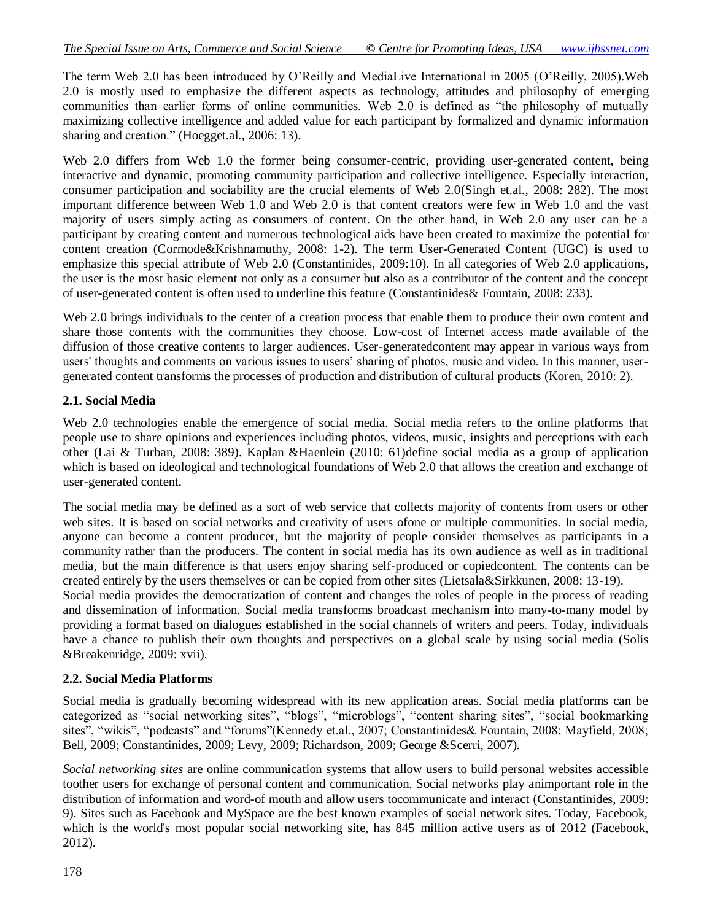The term Web 2.0 has been introduced by O'Reilly and MediaLive International in 2005 (O'Reilly, 2005).Web 2.0 is mostly used to emphasize the different aspects as technology, attitudes and philosophy of emerging communities than earlier forms of online communities. Web 2.0 is defined as "the philosophy of mutually maximizing collective intelligence and added value for each participant by formalized and dynamic information sharing and creation." (Hoegget.al., 2006: 13).

Web 2.0 differs from Web 1.0 the former being consumer-centric, providing user-generated content, being interactive and dynamic, promoting community participation and collective intelligence. Especially interaction, consumer participation and sociability are the crucial elements of Web 2.0(Singh et.al., 2008: 282). The most important difference between Web 1.0 and Web 2.0 is that content creators were few in Web 1.0 and the vast majority of users simply acting as consumers of content. On the other hand, in Web 2.0 any user can be a participant by creating content and numerous technological aids have been created to maximize the potential for content creation (Cormode&Krishnamuthy, 2008: 1-2). The term User-Generated Content (UGC) is used to emphasize this special attribute of Web 2.0 (Constantinides, 2009:10). In all categories of Web 2.0 applications, the user is the most basic element not only as a consumer but also as a contributor of the content and the concept of user-generated content is often used to underline this feature (Constantinides& Fountain, 2008: 233).

Web 2.0 brings individuals to the center of a creation process that enable them to produce their own content and share those contents with the communities they choose. Low-cost of Internet access made available of the diffusion of those creative contents to larger audiences. User-generatedcontent may appear in various ways from users' thoughts and comments on various issues to users' sharing of photos, music and video. In this manner, user-generated content transforms the processes of production and distribution of cultural products (Koren, 2010: 2).

### 2.1. Social Media

Web 2.0 technologies enable the emergence of social media. Social media refers to the online platforms that people use to share opinions and experiences including photos, videos, music, insights and perceptions with each other (Lai & Turban, 2008: 389). Kaplan &Haenlein (2010: 61)define social media as a group of application which is based on ideological and technological foundations of Web 2.0 that allows the creation and exchange of user-generated content.

The social media may be defined as a sort of web service that collects majority of contents from users or other web sites. It is based on social networks and creativity of users ofone or multiple communities. In social media, anyone can become a content producer, but the majority of people consider themselves as participants in a community rather than the producers. The content in social media has its own audience as well as in traditional media, but the main difference is that users enjoy sharing self-produced or copiedcontent. The contents can be created entirely by the users themselves or can be copied from other sites (Lietsala&Sirkkunen, 2008: 13-19).

Social media provides the democratization of content and changes the roles of people in the process of reading and dissemination of information. Social media transforms broadcast mechanism into many-to-many model by providing a format based on dialogues established in the social channels of writers and peers. Today, individuals have a chance to publish their own thoughts and perspectives on a global scale by using social media (Solis &Breakenridge, 2009: xvii).

### 2.2. Social Media Platforms

Social media is gradually becoming widespread with its new application areas. Social media platforms can be categorized as "social networking sites", "blogs", "microblogs", "content sharing sites", "social bookmarking sites", "wikis", "podcasts" and "forums"(Kennedy et.al., 2007; Constantinides& Fountain, 2008; Mayfield, 2008; Bell, 2009; Constantinides, 2009; Levy, 2009; Richardson, 2009; George &Scerri, 2007).

*Social networking sites* are online communication systems that allow users to build personal websites accessible toother users for exchange of personal content and communication. Social networks play animportant role in the distribution of information and word-of mouth and allow users tocommunicate and interact (Constantinides, 2009: 9). Sites such as Facebook and MySpace are the best known examples of social network sites. Today, Facebook, which is the world's most popular social networking site, has 845 million active users as of 2012 (Facebook, 2012).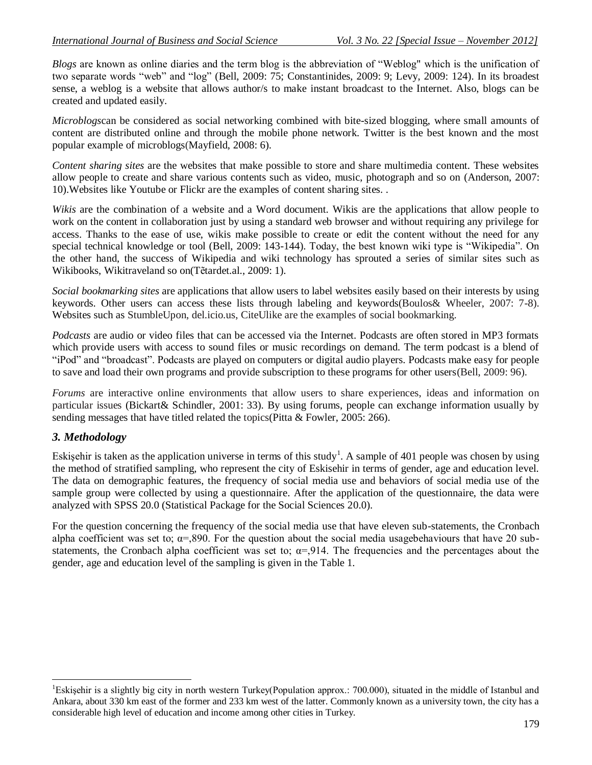*Blogs* are known as online diaries and the term blog is the abbreviation of "Weblog" which is the unification of two separate words "web" and "log" (Bell, 2009: 75; Constantinides, 2009: 9; Levy, 2009: 124). In its broadest sense, a weblog is a website that allows author/s to make instant broadcast to the Internet. Also, blogs can be created and updated easily.

*Microblogs*can be considered as social networking combined with bite-sized blogging, where small amounts of content are distributed online and through the mobile phone network. Twitter is the best known and the most popular example of microblogs(Mayfield, 2008: 6).

*Content sharing sites* are the websites that make possible to store and share multimedia content. These websites allow people to create and share various contents such as video, music, photograph and so on (Anderson, 2007: 10).Websites like Youtube or Flickr are the examples of content sharing sites. .

*Wikis* are the combination of a website and a Word document. Wikis are the applications that allow people to work on the content in collaboration just by using a standard web browser and without requiring any privilege for access. Thanks to the ease of use, wikis make possible to create or edit the content without the need for any special technical knowledge or tool (Bell, 2009: 143-144). Today, the best known wiki type is "Wikipedia". On the other hand, the success of Wikipedia and wiki technology has sprouted a series of similar sites such as Wikibooks, Wikitraveland so on(Tĕtardet.al., 2009: 1).

*Social bookmarking sites* are applications that allow users to label websites easily based on their interests by using keywords. Other users can access these lists through labeling and keywords(Boulos& Wheeler, 2007: 7-8). Websites such as StumbleUpon, del.icio.us, CiteUlike are the examples of social bookmarking.

*Podcasts* are audio or video files that can be accessed via the Internet. Podcasts are often stored in MP3 formats which provide users with access to sound files or music recordings on demand. The term podcast is a blend of "iPod" and "broadcast". Podcasts are played on computers or digital audio players. Podcasts make easy for people to save and load their own programs and provide subscription to these programs for other users(Bell, 2009: 96).

*Forums* are interactive online environments that allow users to share experiences, ideas and information on particular issues (Bickart& Schindler, 2001: 33). By using forums, people can exchange information usually by sending messages that have titled related the topics(Pitta & Fowler, 2005: 266).

## *3. Methodology*

Eskişehir is taken as the application universe in terms of this study[1]. A sample of 401 people was chosen by using the method of stratified sampling, who represent the city of Eskisehir in terms of gender, age and education level. The data on demographic features, the frequency of social media use and behaviors of social media use of the sample group were collected by using a questionnaire. After the application of the questionnaire, the data were analyzed with SPSS 20.0 (Statistical Package for the Social Sciences 20.0).

For the question concerning the frequency of the social media use that have eleven sub-statements, the Cronbach alpha coefficient was set to; $\alpha$=,890. For the question about the social media usagebehaviours that have 20 sub-statements, the Cronbach alpha coefficient was set to; $\alpha$=,914. The frequencies and the percentages about the gender, age and education level of the sampling is given in the Table 1.

---

[1]Eskişehir is a slightly big city in north western Turkey(Population approx.: 700.000), situated in the middle of Istanbul and Ankara, about 330 km east of the former and 233 km west of the latter. Commonly known as a university town, the city has a considerable high level of education and income among other cities in Turkey.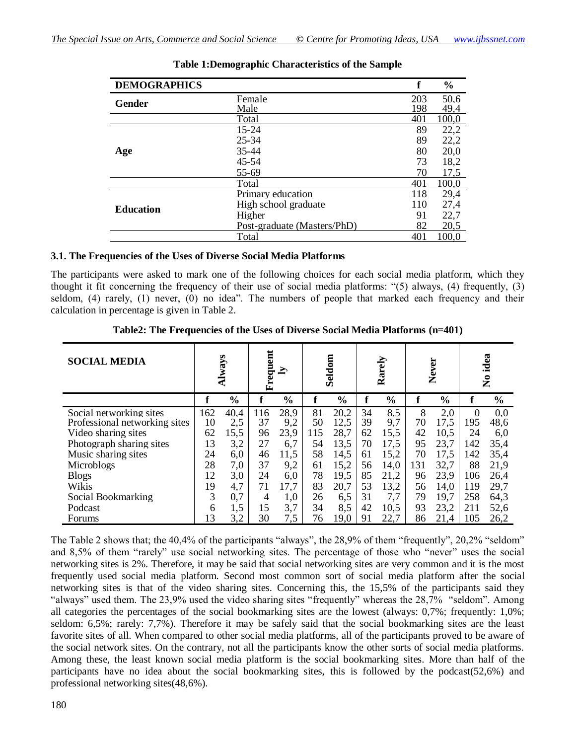**Table 1:Demographic Characteristics of the Sample**

| DEMOGRAPHICS | | f | % |
|---|---|---|---|
| Gender | Female | 203 | 50,6 |
| | Male | 198 | 49,4 |
| | Total | 401 | 100,0 |
| Age | 15-24 | 89 | 22,2 |
| | 25-34 | 89 | 22,2 |
| | 35-44 | 80 | 20,0 |
| | 45-54 | 73 | 18,2 |
| | 55-69 | 70 | 17,5 |
| | Total | 401 | 100,0 |
| Education | Primary education | 118 | 29,4 |
| | High school graduate | 110 | 27,4 |
| | Higher | 91 | 22,7 |
| | Post-graduate (Masters/PhD) | 82 | 20,5 |
| | Total | 401 | 100,0 |

### 3.1. The Frequencies of the Uses of Diverse Social Media Platforms

The participants were asked to mark one of the following choices for each social media platform, which they thought it fit concerning the frequency of their use of social media platforms: "(5) always, (4) frequently, (3) seldom, (4) rarely, (1) never, (0) no idea". The numbers of people that marked each frequency and their calculation in percentage is given in Table 2.

**Table2: The Frequencies of the Uses of Diverse Social Media Platforms (n=401)**

| SOCIAL MEDIA | Always | | Frequently | | Seldom | | Rarely | | Never | | No idea | |
|---|---|---|---|---|---|---|---|---|---|---|---|---|
| | f | % | f | % | f | % | f | % | f | % | f | % |
| Social networking sites | 162 | 40,4 | 116 | 28,9 | 81 | 20,2 | 34 | 8,5 | 8 | 2,0 | 0 | 0,0 |
| Professional networking sites | 10 | 2,5 | 37 | 9,2 | 50 | 12,5 | 39 | 9,7 | 70 | 17,5 | 195 | 48,6 |
| Video sharing sites | 62 | 15,5 | 96 | 23,9 | 115 | 28,7 | 62 | 15,5 | 42 | 10,5 | 24 | 6,0 |
| Photograph sharing sites | 13 | 3,2 | 27 | 6,7 | 54 | 13,5 | 70 | 17,5 | 95 | 23,7 | 142 | 35,4 |
| Music sharing sites | 24 | 6,0 | 46 | 11,5 | 58 | 14,5 | 61 | 15,2 | 70 | 17,5 | 142 | 35,4 |
| Microblogs | 28 | 7,0 | 37 | 9,2 | 61 | 15,2 | 56 | 14,0 | 131 | 32,7 | 88 | 21,9 |
| Blogs | 12 | 3,0 | 24 | 6,0 | 78 | 19,5 | 85 | 21,2 | 96 | 23,9 | 106 | 26,4 |
| Wikis | 19 | 4,7 | 71 | 17,7 | 83 | 20,7 | 53 | 13,2 | 56 | 14,0 | 119 | 29,7 |
| Social Bookmarking | 3 | 0,7 | 4 | 1,0 | 26 | 6,5 | 31 | 7,7 | 79 | 19,7 | 258 | 64,3 |
| Podcast | 6 | 1,5 | 15 | 3,7 | 34 | 8,5 | 42 | 10,5 | 93 | 23,2 | 211 | 52,6 |
| Forums | 13 | 3,2 | 30 | 7,5 | 76 | 19,0 | 91 | 22,7 | 86 | 21,4 | 105 | 26,2 |

The Table 2 shows that; the 40,4% of the participants "always", the 28,9% of them "frequently", 20,2% "seldom" and 8,5% of them "rarely" use social networking sites. The percentage of those who "never" uses the social networking sites is 2%. Therefore, it may be said that social networking sites are very common and it is the most frequently used social media platform. Second most common sort of social media platform after the social networking sites is that of the video sharing sites. Concerning this, the 15,5% of the participants said they "always" used them. The 23,9% used the video sharing sites "frequently" whereas the 28,7% "seldom". Among all categories the percentages of the social bookmarking sites are the lowest (always: 0,7%; frequently: 1,0%; seldom: 6,5%; rarely: 7,7%). Therefore it may be safely said that the social bookmarking sites are the least favorite sites of all. When compared to other social media platforms, all of the participants proved to be aware of the social network sites. On the contrary, not all the participants know the other sorts of social media platforms. Among these, the least known social media platform is the social bookmarking sites. More than half of the participants have no idea about the social bookmarking sites, this is followed by the podcast(52,6%) and professional networking sites(48,6%).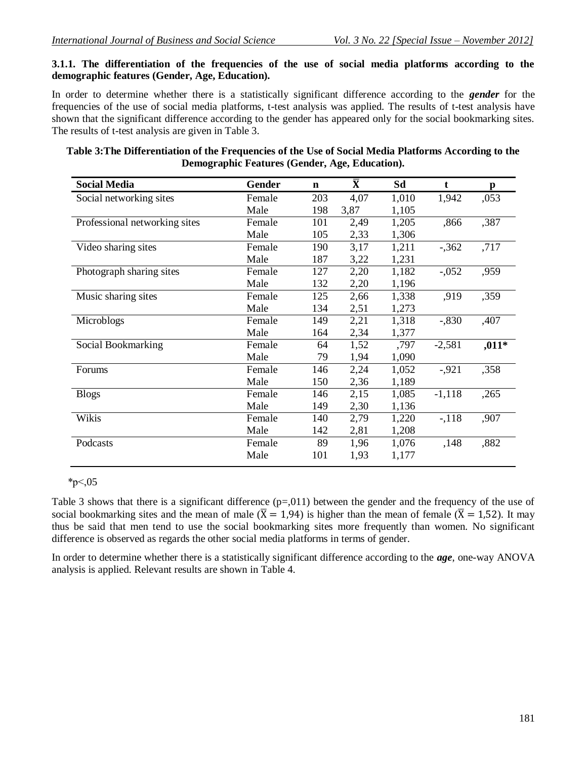### 3.1.1. The differentiation of the frequencies of the use of social media platforms according to the demographic features (Gender, Age, Education).

In order to determine whether there is a statistically significant difference according to the ***gender*** for the frequencies of the use of social media platforms, t-test analysis was applied. The results of t-test analysis have shown that the significant difference according to the gender has appeared only for the social bookmarking sites. The results of t-test analysis are given in Table 3.

**Table 3:The Differentiation of the Frequencies of the Use of Social Media Platforms According to the Demographic Features (Gender, Age, Education).**

| Social Media | Gender | n | $\bar{X}$ | Sd | t | p |
|---|---|---|---|---|---|---|
| Social networking sites | Female | 203 | 4,07 | 1,010 | 1,942 | ,053 |
| | Male | 198 | 3,87 | 1,105 | | |
| Professional networking sites | Female | 101 | 2,49 | 1,205 | ,866 | ,387 |
| | Male | 105 | 2,33 | 1,306 | | |
| Video sharing sites | Female | 190 | 3,17 | 1,211 | -,362 | ,717 |
| | Male | 187 | 3,22 | 1,231 | | |
| Photograph sharing sites | Female | 127 | 2,20 | 1,182 | -,052 | ,959 |
| | Male | 132 | 2,20 | 1,196 | | |
| Music sharing sites | Female | 125 | 2,66 | 1,338 | ,919 | ,359 |
| | Male | 134 | 2,51 | 1,273 | | |
| Microblogs | Female | 149 | 2,21 | 1,318 | -,830 | ,407 |
| | Male | 164 | 2,34 | 1,377 | | |
| Social Bookmarking | Female | 64 | 1,52 | ,797 | -2,581 | **,011*** |
| | Male | 79 | 1,94 | 1,090 | | |
| Forums | Female | 146 | 2,24 | 1,052 | -,921 | ,358 |
| | Male | 150 | 2,36 | 1,189 | | |
| Blogs | Female | 146 | 2,15 | 1,085 | -1,118 | ,265 |
| | Male | 149 | 2,30 | 1,136 | | |
| Wikis | Female | 140 | 2,79 | 1,220 | -,118 | ,907 |
| | Male | 142 | 2,81 | 1,208 | | |
| Podcasts | Female | 89 | 1,96 | 1,076 | ,148 | ,882 |
| | Male | 101 | 1,93 | 1,177 | | |

*p<,05

Table 3 shows that there is a significant difference (p=,011) between the gender and the frequency of the use of social bookmarking sites and the mean of male ($\bar{X} = 1{,}94$) is higher than the mean of female ($\bar{X} = 1{,}52$). It may thus be said that men tend to use the social bookmarking sites more frequently than women. No significant difference is observed as regards the other social media platforms in terms of gender.

In order to determine whether there is a statistically significant difference according to the ***age***, one-way ANOVA analysis is applied. Relevant results are shown in Table 4.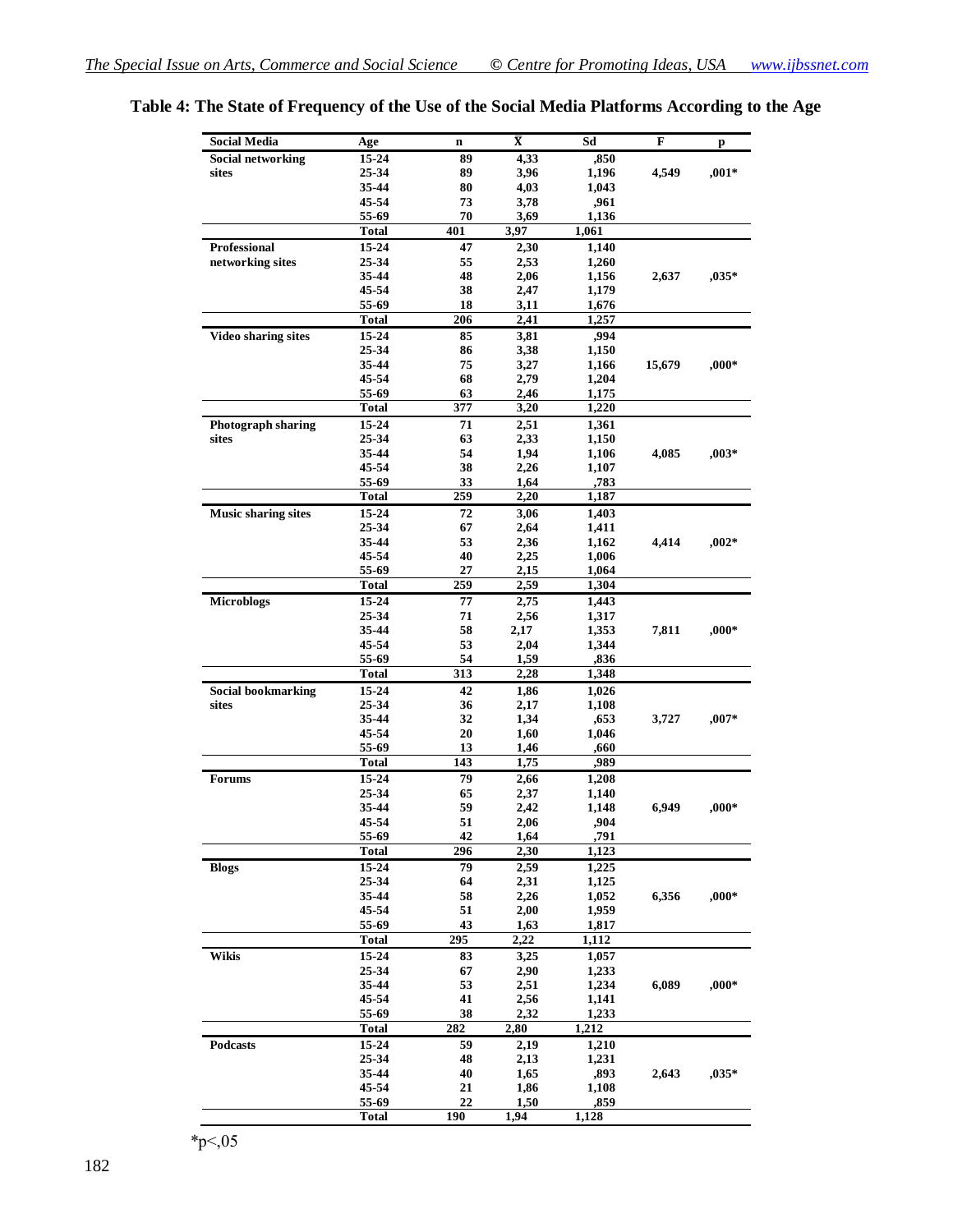**Table 4: The State of Frequency of the Use of the Social Media Platforms According to the Age**

| Social Media | Age | n | $\bar{X}$ | Sd | F | p |
|---|---|---|---|---|---|---|
| Social networking sites | 15-24 | 89 | 4,33 | ,850 | | |
| | 25-34 | 89 | 3,96 | 1,196 | 4,549 | ,001* |
| | 35-44 | 80 | 4,03 | 1,043 | | |
| | 45-54 | 73 | 3,78 | ,961 | | |
| | 55-69 | 70 | 3,69 | 1,136 | | |
| | Total | 401 | 3,97 | 1,061 | | |
| Professional networking sites | 15-24 | 47 | 2,30 | 1,140 | | |
| | 25-34 | 55 | 2,53 | 1,260 | | |
| | 35-44 | 48 | 2,06 | 1,156 | 2,637 | ,035* |
| | 45-54 | 38 | 2,47 | 1,179 | | |
| | 55-69 | 18 | 3,11 | 1,676 | | |
| | Total | 206 | 2,41 | 1,257 | | |
| Video sharing sites | 15-24 | 85 | 3,81 | ,994 | | |
| | 25-34 | 86 | 3,38 | 1,150 | | |
| | 35-44 | 75 | 3,27 | 1,166 | 15,679 | ,000* |
| | 45-54 | 68 | 2,79 | 1,204 | | |
| | 55-69 | 63 | 2,46 | 1,175 | | |
| | Total | 377 | 3,20 | 1,220 | | |
| Photograph sharing sites | 15-24 | 71 | 2,51 | 1,361 | | |
| | 25-34 | 63 | 2,33 | 1,150 | | |
| | 35-44 | 54 | 1,94 | 1,106 | 4,085 | ,003* |
| | 45-54 | 38 | 2,26 | 1,107 | | |
| | 55-69 | 33 | 1,64 | ,783 | | |
| | Total | 259 | 2,20 | 1,187 | | |
| Music sharing sites | 15-24 | 72 | 3,06 | 1,403 | | |
| | 25-34 | 67 | 2,64 | 1,411 | | |
| | 35-44 | 53 | 2,36 | 1,162 | 4,414 | ,002* |
| | 45-54 | 40 | 2,25 | 1,006 | | |
| | 55-69 | 27 | 2,15 | 1,064 | | |
| | Total | 259 | 2,59 | 1,304 | | |
| Microblogs | 15-24 | 77 | 2,75 | 1,443 | | |
| | 25-34 | 71 | 2,56 | 1,317 | | |
| | 35-44 | 58 | 2,17 | 1,353 | 7,811 | ,000* |
| | 45-54 | 53 | 2,04 | 1,344 | | |
| | 55-69 | 54 | 1,59 | ,836 | | |
| | Total | 313 | 2,28 | 1,348 | | |
| Social bookmarking sites | 15-24 | 42 | 1,86 | 1,026 | | |
| | 25-34 | 36 | 2,17 | 1,108 | | |
| | 35-44 | 32 | 1,34 | ,653 | 3,727 | ,007* |
| | 45-54 | 20 | 1,60 | 1,046 | | |
| | 55-69 | 13 | 1,46 | ,660 | | |
| | Total | 143 | 1,75 | ,989 | | |
| Forums | 15-24 | 79 | 2,66 | 1,208 | | |
| | 25-34 | 65 | 2,37 | 1,140 | | |
| | 35-44 | 59 | 2,42 | 1,148 | 6,949 | ,000* |
| | 45-54 | 51 | 2,06 | ,904 | | |
| | 55-69 | 42 | 1,64 | ,791 | | |
| | Total | 296 | 2,30 | 1,123 | | |
| Blogs | 15-24 | 79 | 2,59 | 1,225 | | |
| | 25-34 | 64 | 2,31 | 1,125 | | |
| | 35-44 | 58 | 2,26 | 1,052 | 6,356 | ,000* |
| | 45-54 | 51 | 2,00 | 1,959 | | |
| | 55-69 | 43 | 1,63 | 1,817 | | |
| | Total | 295 | 2,22 | 1,112 | | |
| Wikis | 15-24 | 83 | 3,25 | 1,057 | | |
| | 25-34 | 67 | 2,90 | 1,233 | | |
| | 35-44 | 53 | 2,51 | 1,234 | 6,089 | ,000* |
| | 45-54 | 41 | 2,56 | 1,141 | | |
| | 55-69 | 38 | 2,32 | 1,233 | | |
| | Total | 282 | 2,80 | 1,212 | | |
| Podcasts | 15-24 | 59 | 2,19 | 1,210 | | |
| | 25-34 | 48 | 2,13 | 1,231 | | |
| | 35-44 | 40 | 1,65 | ,893 | 2,643 | ,035* |
| | 45-54 | 21 | 1,86 | 1,108 | | |
| | 55-69 | 22 | 1,50 | ,859 | | |
| | Total | 190 | 1,94 | 1,128 | | |

*p<,05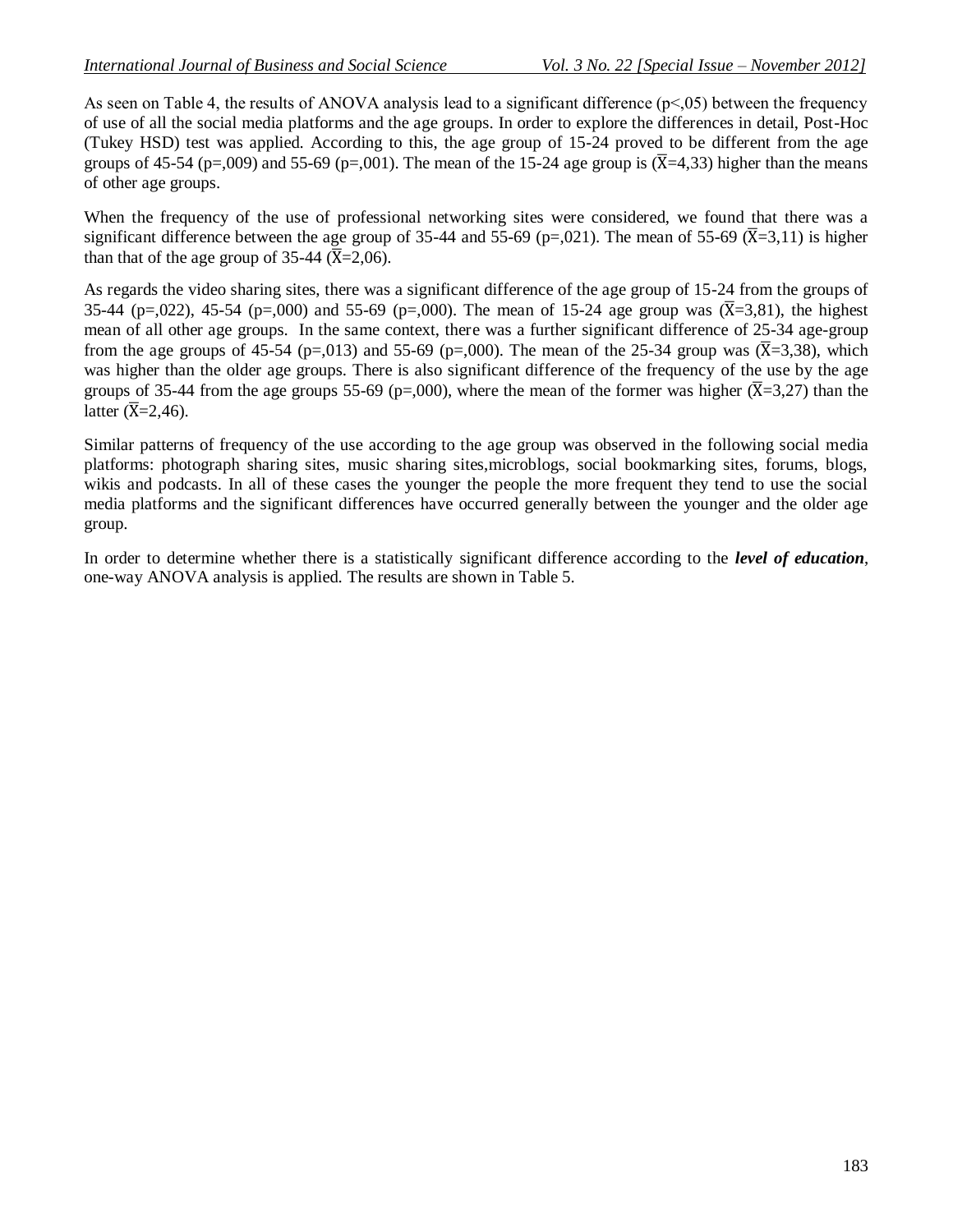As seen on Table 4, the results of ANOVA analysis lead to a significant difference ($p<,05$) between the frequency of use of all the social media platforms and the age groups. In order to explore the differences in detail, Post-Hoc (Tukey HSD) test was applied. According to this, the age group of 15-24 proved to be different from the age groups of 45-54 ($p=,009$) and 55-69 ($p=,001$). The mean of the 15-24 age group is ($\bar{X}=4,33$) higher than the means of other age groups.

When the frequency of the use of professional networking sites were considered, we found that there was a significant difference between the age group of 35-44 and 55-69 ($p=,021$). The mean of 55-69 ($\bar{X}=3,11$) is higher than that of the age group of 35-44 ($\bar{X}=2,06$).

As regards the video sharing sites, there was a significant difference of the age group of 15-24 from the groups of 35-44 ($p=,022$), 45-54 ($p=,000$) and 55-69 ($p=,000$). The mean of 15-24 age group was ($\bar{X}=3,81$), the highest mean of all other age groups. In the same context, there was a further significant difference of 25-34 age-group from the age groups of 45-54 ($p=,013$) and 55-69 ($p=,000$). The mean of the 25-34 group was ($\bar{X}=3,38$), which was higher than the older age groups. There is also significant difference of the frequency of the use by the age groups of 35-44 from the age groups 55-69 ($p=,000$), where the mean of the former was higher ($\bar{X}=3,27$) than the latter ($\bar{X}=2,46$).

Similar patterns of frequency of the use according to the age group was observed in the following social media platforms: photograph sharing sites, music sharing sites,microblogs, social bookmarking sites, forums, blogs, wikis and podcasts. In all of these cases the younger the people the more frequent they tend to use the social media platforms and the significant differences have occurred generally between the younger and the older age group.

In order to determine whether there is a statistically significant difference according to the ***level of education***, one-way ANOVA analysis is applied. The results are shown in Table 5.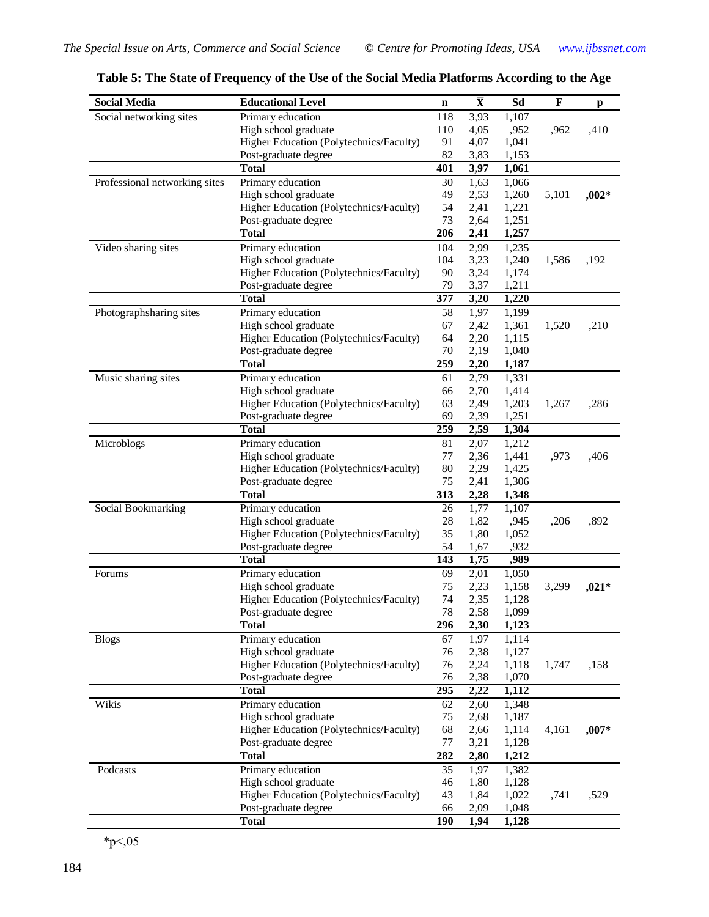**Table 5: The State of Frequency of the Use of the Social Media Platforms According to the Age**

| Social Media | Educational Level | n | X̄ | Sd | F | p |
|---|---|---|---|---|---|---|
| Social networking sites | Primary education | 118 | 3,93 | 1,107 | | |
| | High school graduate | 110 | 4,05 | ,952 | ,962 | ,410 |
| | Higher Education (Polytechnics/Faculty) | 91 | 4,07 | 1,041 | | |
| | Post-graduate degree | 82 | 3,83 | 1,153 | | |
| | **Total** | **401** | **3,97** | **1,061** | | |
| Professional networking sites | Primary education | 30 | 1,63 | 1,066 | | |
| | High school graduate | 49 | 2,53 | 1,260 | 5,101 | **,002*** |
| | Higher Education (Polytechnics/Faculty) | 54 | 2,41 | 1,221 | | |
| | Post-graduate degree | 73 | 2,64 | 1,251 | | |
| | **Total** | **206** | **2,41** | **1,257** | | |
| Video sharing sites | Primary education | 104 | 2,99 | 1,235 | | |
| | High school graduate | 104 | 3,23 | 1,240 | 1,586 | ,192 |
| | Higher Education (Polytechnics/Faculty) | 90 | 3,24 | 1,174 | | |
| | Post-graduate degree | 79 | 3,37 | 1,211 | | |
| | **Total** | **377** | **3,20** | **1,220** | | |
| Photographsharing sites | Primary education | 58 | 1,97 | 1,199 | | |
| | High school graduate | 67 | 2,42 | 1,361 | 1,520 | ,210 |
| | Higher Education (Polytechnics/Faculty) | 64 | 2,20 | 1,115 | | |
| | Post-graduate degree | 70 | 2,19 | 1,040 | | |
| | **Total** | **259** | **2,20** | **1,187** | | |
| Music sharing sites | Primary education | 61 | 2,79 | 1,331 | | |
| | High school graduate | 66 | 2,70 | 1,414 | | |
| | Higher Education (Polytechnics/Faculty) | 63 | 2,49 | 1,203 | 1,267 | ,286 |
| | Post-graduate degree | 69 | 2,39 | 1,251 | | |
| | **Total** | **259** | **2,59** | **1,304** | | |
| Microblogs | Primary education | 81 | 2,07 | 1,212 | | |
| | High school graduate | 77 | 2,36 | 1,441 | ,973 | ,406 |
| | Higher Education (Polytechnics/Faculty) | 80 | 2,29 | 1,425 | | |
| | Post-graduate degree | 75 | 2,41 | 1,306 | | |
| | **Total** | **313** | **2,28** | **1,348** | | |
| Social Bookmarking | Primary education | 26 | 1,77 | 1,107 | | |
| | High school graduate | 28 | 1,82 | ,945 | ,206 | ,892 |
| | Higher Education (Polytechnics/Faculty) | 35 | 1,80 | 1,052 | | |
| | Post-graduate degree | 54 | 1,67 | ,932 | | |
| | **Total** | **143** | **1,75** | **,989** | | |
| Forums | Primary education | 69 | 2,01 | 1,050 | | |
| | High school graduate | 75 | 2,23 | 1,158 | 3,299 | **,021*** |
| | Higher Education (Polytechnics/Faculty) | 74 | 2,35 | 1,128 | | |
| | Post-graduate degree | 78 | 2,58 | 1,099 | | |
| | **Total** | **296** | **2,30** | **1,123** | | |
| Blogs | Primary education | 67 | 1,97 | 1,114 | | |
| | High school graduate | 76 | 2,38 | 1,127 | | |
| | Higher Education (Polytechnics/Faculty) | 76 | 2,24 | 1,118 | 1,747 | ,158 |
| | Post-graduate degree | 76 | 2,38 | 1,070 | | |
| | **Total** | **295** | **2,22** | **1,112** | | |
| Wikis | Primary education | 62 | 2,60 | 1,348 | | |
| | High school graduate | 75 | 2,68 | 1,187 | | |
| | Higher Education (Polytechnics/Faculty) | 68 | 2,66 | 1,114 | 4,161 | **,007*** |
| | Post-graduate degree | 77 | 3,21 | 1,128 | | |
| | **Total** | **282** | **2,80** | **1,212** | | |
| Podcasts | Primary education | 35 | 1,97 | 1,382 | | |
| | High school graduate | 46 | 1,80 | 1,128 | | |
| | Higher Education (Polytechnics/Faculty) | 43 | 1,84 | 1,022 | ,741 | ,529 |
| | Post-graduate degree | 66 | 2,09 | 1,048 | | |
| | **Total** | **190** | **1,94** | **1,128** | | |

*p<,05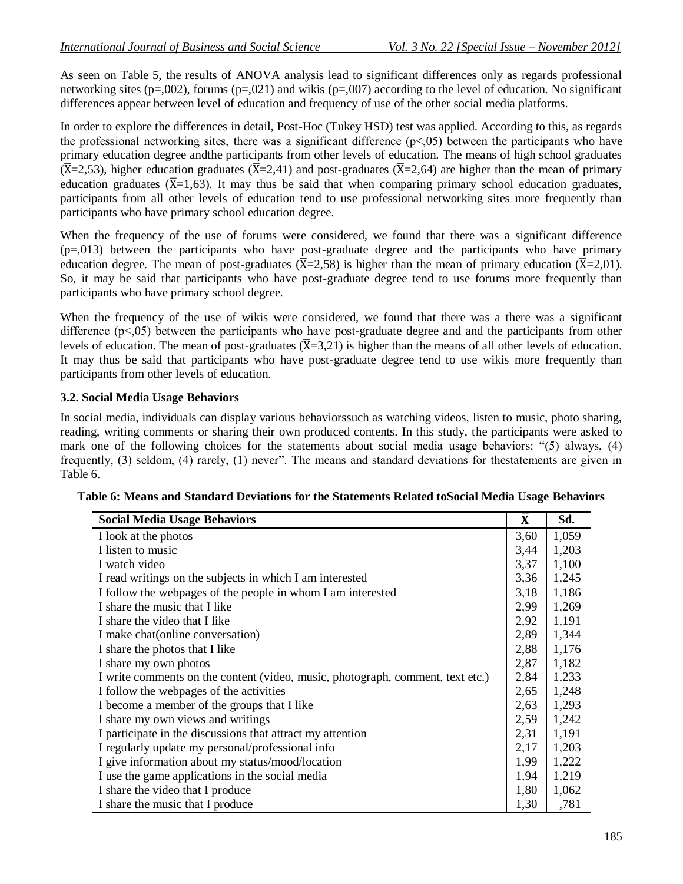As seen on Table 5, the results of ANOVA analysis lead to significant differences only as regards professional networking sites (p=,002), forums (p=,021) and wikis (p=,007) according to the level of education. No significant differences appear between level of education and frequency of use of the other social media platforms.

In order to explore the differences in detail, Post-Hoc (Tukey HSD) test was applied. According to this, as regards the professional networking sites, there was a significant difference (p<,05) between the participants who have primary education degree andthe participants from other levels of education. The means of high school graduates ($\bar{X}$=2,53), higher education graduates ($\bar{X}$=2,41) and post-graduates ($\bar{X}$=2,64) are higher than the mean of primary education graduates ($\bar{X}$=1,63). It may thus be said that when comparing primary school education graduates, participants from all other levels of education tend to use professional networking sites more frequently than participants who have primary school education degree.

When the frequency of the use of forums were considered, we found that there was a significant difference (p=,013) between the participants who have post-graduate degree and the participants who have primary education degree. The mean of post-graduates ($\bar{X}$=2,58) is higher than the mean of primary education ($\bar{X}$=2,01). So, it may be said that participants who have post-graduate degree tend to use forums more frequently than participants who have primary school degree.

When the frequency of the use of wikis were considered, we found that there was a there was a significant difference (p<,05) between the participants who have post-graduate degree and and the participants from other levels of education. The mean of post-graduates ($\bar{X}$=3,21) is higher than the means of all other levels of education. It may thus be said that participants who have post-graduate degree tend to use wikis more frequently than participants from other levels of education.

### 3.2. Social Media Usage Behaviors

In social media, individuals can display various behaviorssuch as watching videos, listen to music, photo sharing, reading, writing comments or sharing their own produced contents. In this study, the participants were asked to mark one of the following choices for the statements about social media usage behaviors: "(5) always, (4) frequently, (3) seldom, (4) rarely, (1) never". The means and standard deviations for thestatements are given in Table 6.

**Table 6: Means and Standard Deviations for the Statements Related toSocial Media Usage Behaviors**

| Social Media Usage Behaviors | $\bar{X}$ | Sd. |
|---|---|---|
| I look at the photos | 3,60 | 1,059 |
| I listen to music | 3,44 | 1,203 |
| I watch video | 3,37 | 1,100 |
| I read writings on the subjects in which I am interested | 3,36 | 1,245 |
| I follow the webpages of the people in whom I am interested | 3,18 | 1,186 |
| I share the music that I like | 2,99 | 1,269 |
| I share the video that I like | 2,92 | 1,191 |
| I make chat(online conversation) | 2,89 | 1,344 |
| I share the photos that I like | 2,88 | 1,176 |
| I share my own photos | 2,87 | 1,182 |
| I write comments on the content (video, music, photograph, comment, text etc.) | 2,84 | 1,233 |
| I follow the webpages of the activities | 2,65 | 1,248 |
| I become a member of the groups that I like | 2,63 | 1,293 |
| I share my own views and writings | 2,59 | 1,242 |
| I participate in the discussions that attract my attention | 2,31 | 1,191 |
| I regularly update my personal/professional info | 2,17 | 1,203 |
| I give information about my status/mood/location | 1,99 | 1,222 |
| I use the game applications in the social media | 1,94 | 1,219 |
| I share the video that I produce | 1,80 | 1,062 |
| I share the music that I produce | 1,30 | ,781 |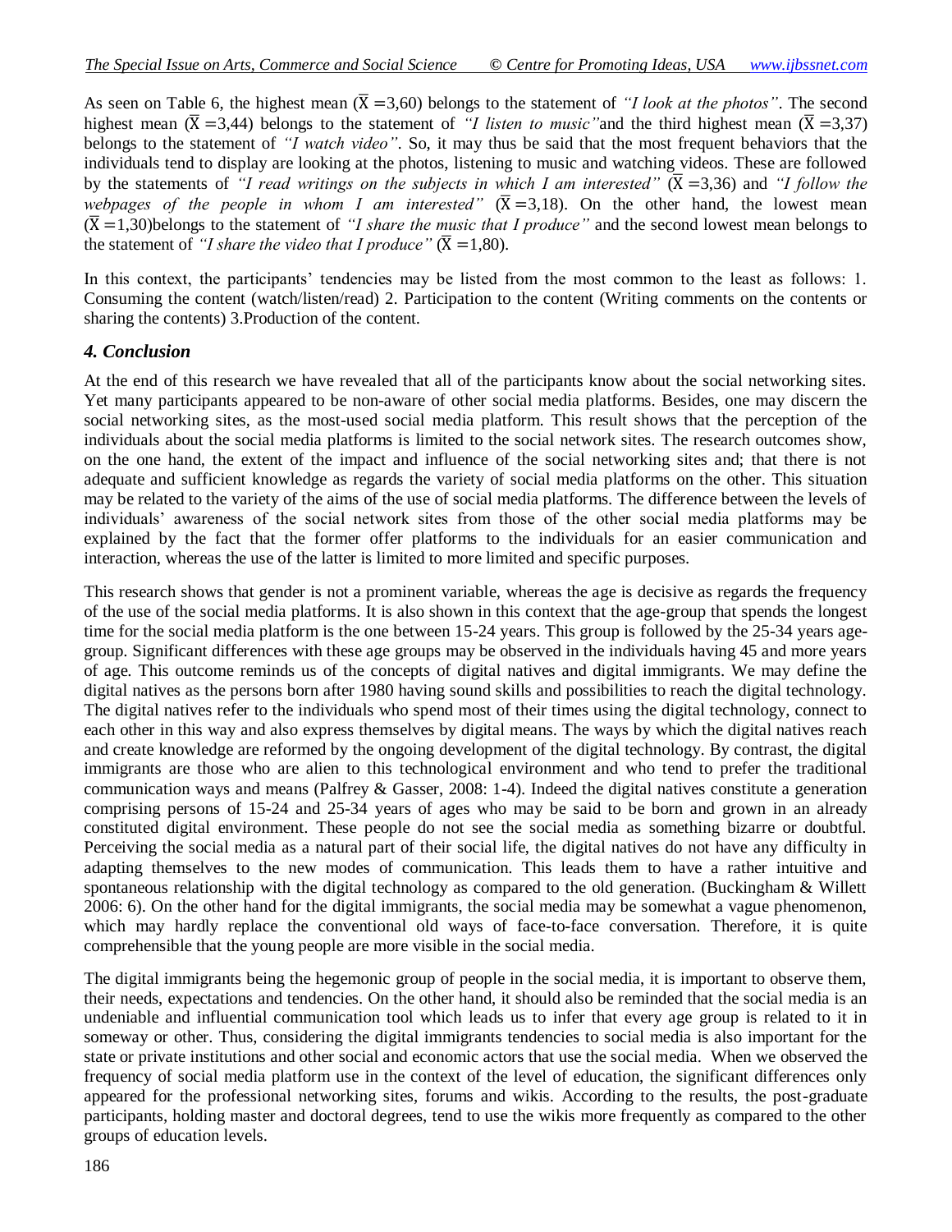As seen on Table 6, the highest mean ($\overline{X}$ =3,60) belongs to the statement of *"I look at the photos"*. The second highest mean ($\overline{X}$ =3,44) belongs to the statement of *"I listen to music"*and the third highest mean ($\overline{X}$ =3,37) belongs to the statement of *"I watch video"*. So, it may thus be said that the most frequent behaviors that the individuals tend to display are looking at the photos, listening to music and watching videos. These are followed by the statements of *"I read writings on the subjects in which I am interested"* ($\overline{X}$ =3,36) and *"I follow the webpages of the people in whom I am interested"* ($\overline{X}$ =3,18). On the other hand, the lowest mean ($\overline{X}$ =1,30)belongs to the statement of *"I share the music that I produce"* and the second lowest mean belongs to the statement of *"I share the video that I produce"* ($\overline{X}$ =1,80).

In this context, the participants' tendencies may be listed from the most common to the least as follows: 1. Consuming the content (watch/listen/read) 2. Participation to the content (Writing comments on the contents or sharing the contents) 3.Production of the content.

## 4. Conclusion

At the end of this research we have revealed that all of the participants know about the social networking sites. Yet many participants appeared to be non-aware of other social media platforms. Besides, one may discern the social networking sites, as the most-used social media platform. This result shows that the perception of the individuals about the social media platforms is limited to the social network sites. The research outcomes show, on the one hand, the extent of the impact and influence of the social networking sites and; that there is not adequate and sufficient knowledge as regards the variety of social media platforms on the other. This situation may be related to the variety of the aims of the use of social media platforms. The difference between the levels of individuals' awareness of the social network sites from those of the other social media platforms may be explained by the fact that the former offer platforms to the individuals for an easier communication and interaction, whereas the use of the latter is limited to more limited and specific purposes.

This research shows that gender is not a prominent variable, whereas the age is decisive as regards the frequency of the use of the social media platforms. It is also shown in this context that the age-group that spends the longest time for the social media platform is the one between 15-24 years. This group is followed by the 25-34 years age-group. Significant differences with these age groups may be observed in the individuals having 45 and more years of age. This outcome reminds us of the concepts of digital natives and digital immigrants. We may define the digital natives as the persons born after 1980 having sound skills and possibilities to reach the digital technology. The digital natives refer to the individuals who spend most of their times using the digital technology, connect to each other in this way and also express themselves by digital means. The ways by which the digital natives reach and create knowledge are reformed by the ongoing development of the digital technology. By contrast, the digital immigrants are those who are alien to this technological environment and who tend to prefer the traditional communication ways and means (Palfrey & Gasser, 2008: 1-4). Indeed the digital natives constitute a generation comprising persons of 15-24 and 25-34 years of ages who may be said to be born and grown in an already constituted digital environment. These people do not see the social media as something bizarre or doubtful. Perceiving the social media as a natural part of their social life, the digital natives do not have any difficulty in adapting themselves to the new modes of communication. This leads them to have a rather intuitive and spontaneous relationship with the digital technology as compared to the old generation. (Buckingham & Willett 2006: 6). On the other hand for the digital immigrants, the social media may be somewhat a vague phenomenon, which may hardly replace the conventional old ways of face-to-face conversation. Therefore, it is quite comprehensible that the young people are more visible in the social media.

The digital immigrants being the hegemonic group of people in the social media, it is important to observe them, their needs, expectations and tendencies. On the other hand, it should also be reminded that the social media is an undeniable and influential communication tool which leads us to infer that every age group is related to it in someway or other. Thus, considering the digital immigrants tendencies to social media is also important for the state or private institutions and other social and economic actors that use the social media. When we observed the frequency of social media platform use in the context of the level of education, the significant differences only appeared for the professional networking sites, forums and wikis. According to the results, the post-graduate participants, holding master and doctoral degrees, tend to use the wikis more frequently as compared to the other groups of education levels.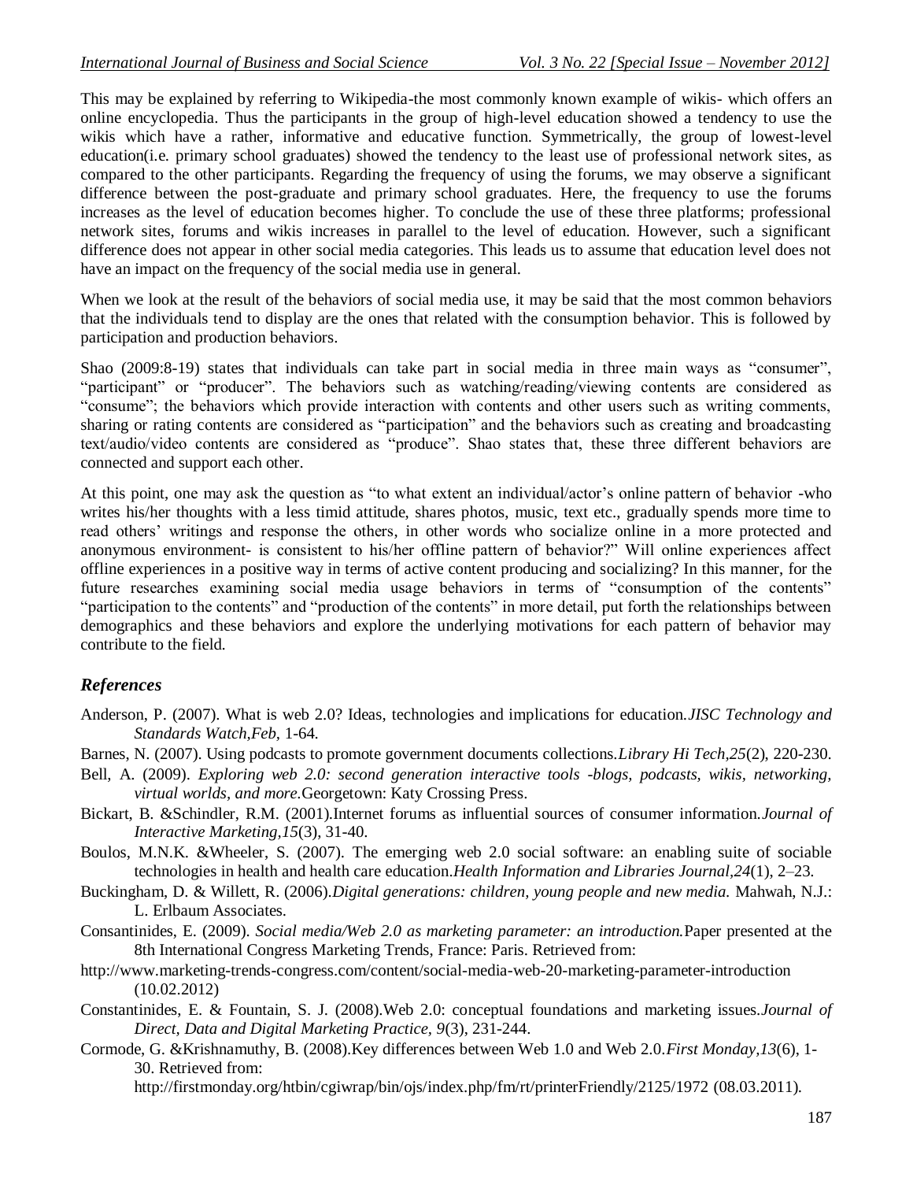This may be explained by referring to Wikipedia-the most commonly known example of wikis- which offers an online encyclopedia. Thus the participants in the group of high-level education showed a tendency to use the wikis which have a rather, informative and educative function. Symmetrically, the group of lowest-level education(i.e. primary school graduates) showed the tendency to the least use of professional network sites, as compared to the other participants. Regarding the frequency of using the forums, we may observe a significant difference between the post-graduate and primary school graduates. Here, the frequency to use the forums increases as the level of education becomes higher. To conclude the use of these three platforms; professional network sites, forums and wikis increases in parallel to the level of education. However, such a significant difference does not appear in other social media categories. This leads us to assume that education level does not have an impact on the frequency of the social media use in general.

When we look at the result of the behaviors of social media use, it may be said that the most common behaviors that the individuals tend to display are the ones that related with the consumption behavior. This is followed by participation and production behaviors.

Shao (2009:8-19) states that individuals can take part in social media in three main ways as "consumer", "participant" or "producer". The behaviors such as watching/reading/viewing contents are considered as "consume"; the behaviors which provide interaction with contents and other users such as writing comments, sharing or rating contents are considered as "participation" and the behaviors such as creating and broadcasting text/audio/video contents are considered as "produce". Shao states that, these three different behaviors are connected and support each other.

At this point, one may ask the question as "to what extent an individual/actor's online pattern of behavior -who writes his/her thoughts with a less timid attitude, shares photos, music, text etc., gradually spends more time to read others' writings and response the others, in other words who socialize online in a more protected and anonymous environment- is consistent to his/her offline pattern of behavior?" Will online experiences affect offline experiences in a positive way in terms of active content producing and socializing? In this manner, for the future researches examining social media usage behaviors in terms of "consumption of the contents" "participation to the contents" and "production of the contents" in more detail, put forth the relationships between demographics and these behaviors and explore the underlying motivations for each pattern of behavior may contribute to the field.

## *References*

Anderson, P. (2007). What is web 2.0? Ideas, technologies and implications for education.*JISC Technology and Standards Watch,Feb*, 1-64.

Barnes, N. (2007). Using podcasts to promote government documents collections.*Library Hi Tech,25*(2), 220-230.

Bell, A. (2009). *Exploring web 2.0: second generation interactive tools -blogs, podcasts, wikis, networking, virtual worlds, and more.*Georgetown: Katy Crossing Press.

Bickart, B. &Schindler, R.M. (2001).Internet forums as influential sources of consumer information.*Journal of Interactive Marketing,15*(3), 31-40.

Boulos, M.N.K. &Wheeler, S. (2007). The emerging web 2.0 social software: an enabling suite of sociable technologies in health and health care education.*Health Information and Libraries Journal,24*(1), 2–23.

Buckingham, D. & Willett, R. (2006).*Digital generations: children, young people and new media.* Mahwah, N.J.: L. Erlbaum Associates.

Consantinides, E. (2009). *Social media/Web 2.0 as marketing parameter: an introduction.*Paper presented at the 8th International Congress Marketing Trends, France: Paris. Retrieved from: http://www.marketing-trends-congress.com/content/social-media-web-20-marketing-parameter-introduction (10.02.2012)

Constantinides, E. & Fountain, S. J. (2008).Web 2.0: conceptual foundations and marketing issues.*Journal of Direct, Data and Digital Marketing Practice, 9*(3), 231-244.

Cormode, G. &Krishnamuthy, B. (2008).Key differences between Web 1.0 and Web 2.0.*First Monday,13*(6), 1-30. Retrieved from: http://firstmonday.org/htbin/cgiwrap/bin/ojs/index.php/fm/rt/printerFriendly/2125/1972 (08.03.2011).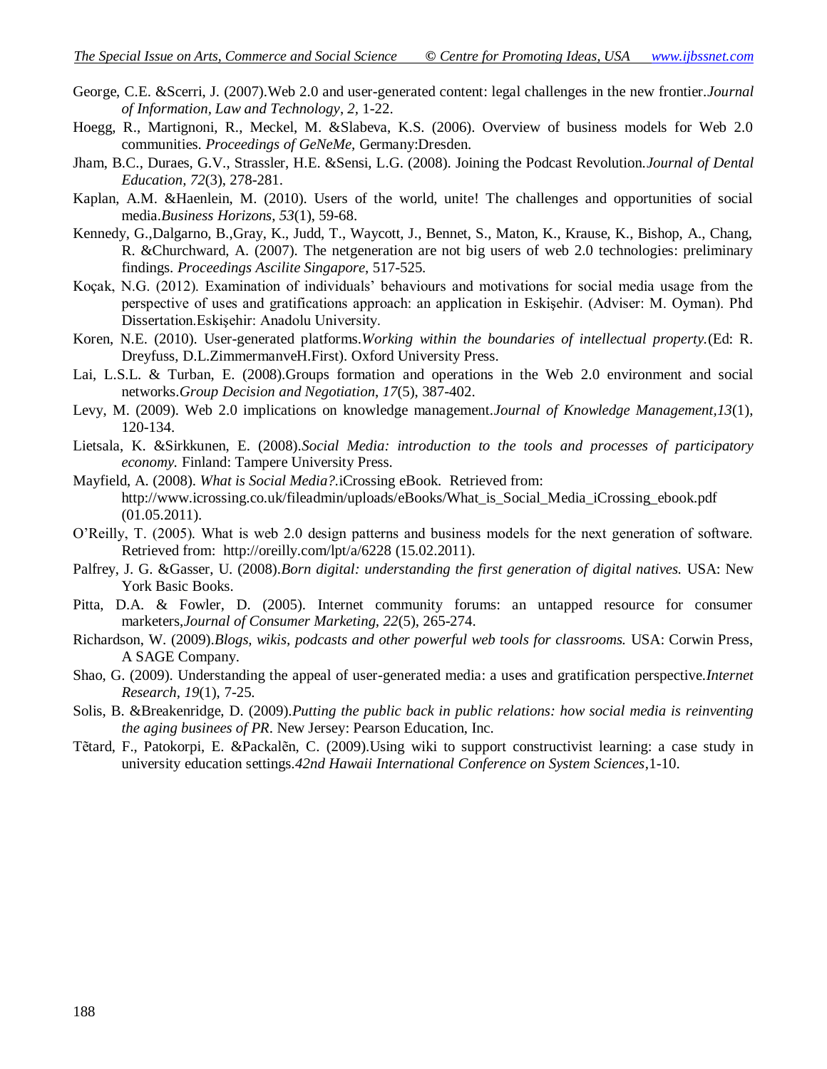George, C.E. &Scerri, J. (2007).Web 2.0 and user-generated content: legal challenges in the new frontier.*Journal of Information, Law and Technology*, *2*, 1-22.

Hoegg, R., Martignoni, R., Meckel, M. &Slabeva, K.S. (2006). Overview of business models for Web 2.0 communities. *Proceedings of GeNeMe*, Germany:Dresden.

Jham, B.C., Duraes, G.V., Strassler, H.E. &Sensi, L.G. (2008). Joining the Podcast Revolution.*Journal of Dental Education, 72*(3), 278-281.

Kaplan, A.M. &Haenlein, M. (2010). Users of the world, unite! The challenges and opportunities of social media.*Business Horizons*, *53*(1), 59-68.

Kennedy, G.,Dalgarno, B.,Gray, K., Judd, T., Waycott, J., Bennet, S., Maton, K., Krause, K., Bishop, A., Chang, R. &Churchward, A. (2007). The netgeneration are not big users of web 2.0 technologies: preliminary findings. *Proceedings Ascilite Singapore*, 517-525.

Koçak, N.G. (2012). Examination of individuals' behaviours and motivations for social media usage from the perspective of uses and gratifications approach: an application in Eskişehir. (Adviser: M. Oyman). Phd Dissertation.Eskişehir: Anadolu University.

Koren, N.E. (2010). User-generated platforms.*Working within the boundaries of intellectual property.*(Ed: R. Dreyfuss, D.L.ZimmermanveH.First). Oxford University Press.

Lai, L.S.L. & Turban, E. (2008).Groups formation and operations in the Web 2.0 environment and social networks.*Group Decision and Negotiation*, *17*(5), 387-402.

Levy, M. (2009). Web 2.0 implications on knowledge management.*Journal of Knowledge Management,13*(1), 120-134.

Lietsala, K. &Sirkkunen, E. (2008).*Social Media: introduction to the tools and processes of participatory economy.* Finland: Tampere University Press.

Mayfield, A. (2008). *What is Social Media?*.iCrossing eBook. Retrieved from: http://www.icrossing.co.uk/fileadmin/uploads/eBooks/What_is_Social_Media_iCrossing_ebook.pdf (01.05.2011).

O'Reilly, T. (2005). What is web 2.0 design patterns and business models for the next generation of software. Retrieved from: http://oreilly.com/lpt/a/6228 (15.02.2011).

Palfrey, J. G. &Gasser, U. (2008).*Born digital: understanding the first generation of digital natives.* USA: New York Basic Books.

Pitta, D.A. & Fowler, D. (2005). Internet community forums: an untapped resource for consumer marketers,*Journal of Consumer Marketing, 22*(5), 265-274.

Richardson, W. (2009).*Blogs, wikis, podcasts and other powerful web tools for classrooms.* USA: Corwin Press, A SAGE Company.

Shao, G. (2009). Understanding the appeal of user-generated media: a uses and gratification perspective.*Internet Research*, *19*(1), 7-25.

Solis, B. &Breakenridge, D. (2009).*Putting the public back in public relations: how social media is reinventing the aging businees of PR*. New Jersey: Pearson Education, Inc.

Tẽtard, F., Patokorpi, E. &Packalẽn, C. (2009).Using wiki to support constructivist learning: a case study in university education settings.*42nd Hawaii International Conference on System Sciences*,1-10.